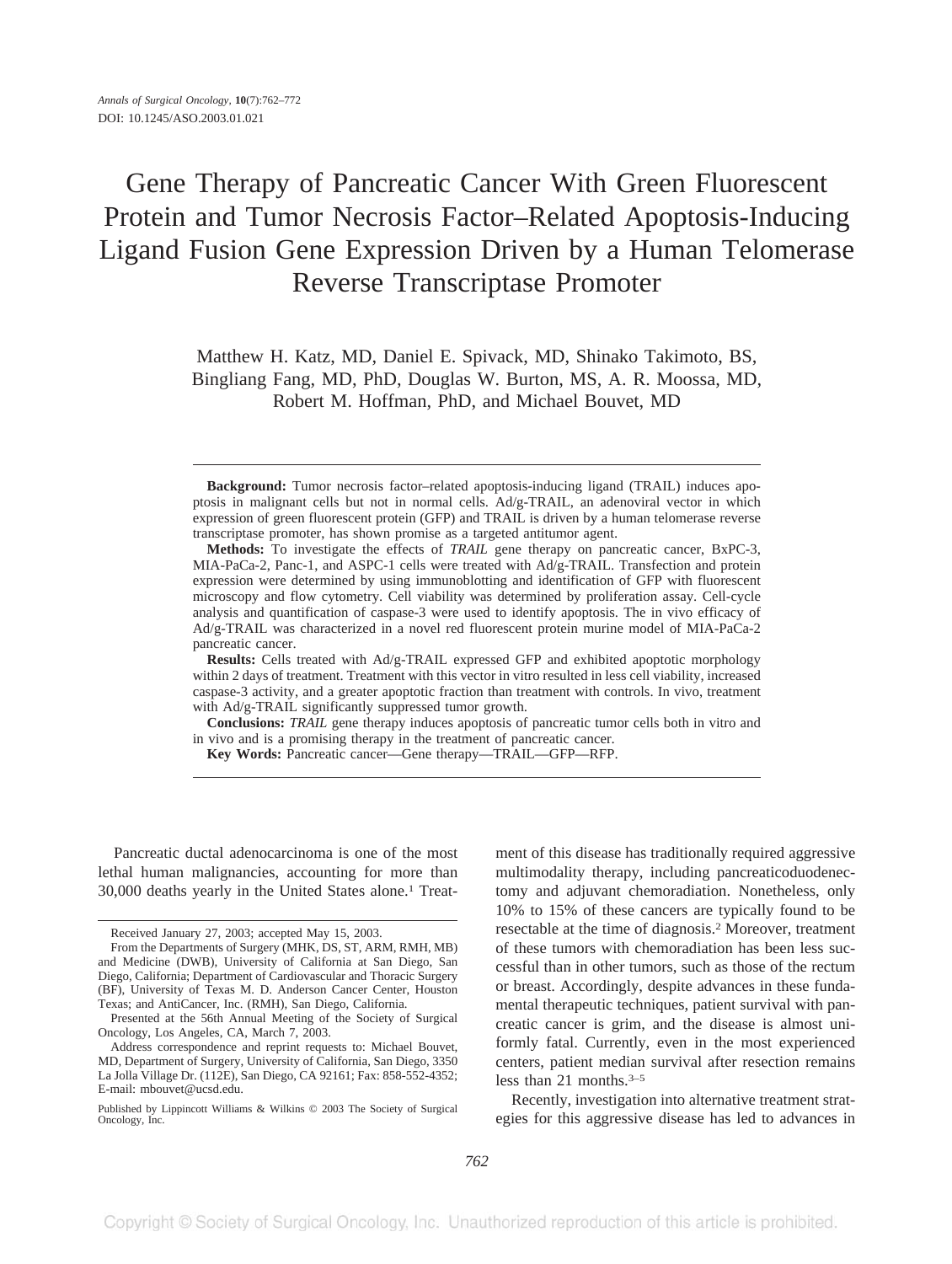# Gene Therapy of Pancreatic Cancer With Green Fluorescent Protein and Tumor Necrosis Factor–Related Apoptosis-Inducing Ligand Fusion Gene Expression Driven by a Human Telomerase Reverse Transcriptase Promoter

Matthew H. Katz, MD, Daniel E. Spivack, MD, Shinako Takimoto, BS, Bingliang Fang, MD, PhD, Douglas W. Burton, MS, A. R. Moossa, MD, Robert M. Hoffman, PhD, and Michael Bouvet, MD

**Background:** Tumor necrosis factor–related apoptosis-inducing ligand (TRAIL) induces apoptosis in malignant cells but not in normal cells. Ad/g-TRAIL, an adenoviral vector in which expression of green fluorescent protein (GFP) and TRAIL is driven by a human telomerase reverse transcriptase promoter, has shown promise as a targeted antitumor agent.

**Methods:** To investigate the effects of *TRAIL* gene therapy on pancreatic cancer, BxPC-3, MIA-PaCa-2, Panc-1, and ASPC-1 cells were treated with Ad/g-TRAIL. Transfection and protein expression were determined by using immunoblotting and identification of GFP with fluorescent microscopy and flow cytometry. Cell viability was determined by proliferation assay. Cell-cycle analysis and quantification of caspase-3 were used to identify apoptosis. The in vivo efficacy of Ad/g-TRAIL was characterized in a novel red fluorescent protein murine model of MIA-PaCa-2 pancreatic cancer.

**Results:** Cells treated with Ad/g-TRAIL expressed GFP and exhibited apoptotic morphology within 2 days of treatment. Treatment with this vector in vitro resulted in less cell viability, increased caspase-3 activity, and a greater apoptotic fraction than treatment with controls. In vivo, treatment with Ad/g-TRAIL significantly suppressed tumor growth.

**Conclusions:** *TRAIL* gene therapy induces apoptosis of pancreatic tumor cells both in vitro and in vivo and is a promising therapy in the treatment of pancreatic cancer.

**Key Words:** Pancreatic cancer—Gene therapy—TRAIL—GFP—RFP.

Pancreatic ductal adenocarcinoma is one of the most lethal human malignancies, accounting for more than 30,000 deaths yearly in the United States alone.[1] Treatment of this disease has traditionally required aggressive multimodality therapy, including pancreaticoduodenectomy and adjuvant chemoradiation. Nonetheless, only 10% to 15% of these cancers are typically found to be resectable at the time of diagnosis.[2] Moreover, treatment of these tumors with chemoradiation has been less successful than in other tumors, such as those of the rectum or breast. Accordingly, despite advances in these fundamental therapeutic techniques, patient survival with pancreatic cancer is grim, and the disease is almost uniformly fatal. Currently, even in the most experienced centers, patient median survival after resection remains less than 21 months.[3–5]

Recently, investigation into alternative treatment strategies for this aggressive disease has led to advances in

Received January 27, 2003; accepted May 15, 2003.

From the Departments of Surgery (MHK, DS, ST, ARM, RMH, MB) and Medicine (DWB), University of California at San Diego, San Diego, California; Department of Cardiovascular and Thoracic Surgery (BF), University of Texas M. D. Anderson Cancer Center, Houston Texas; and AntiCancer, Inc. (RMH), San Diego, California.

Presented at the 56th Annual Meeting of the Society of Surgical Oncology, Los Angeles, CA, March 7, 2003.

Address correspondence and reprint requests to: Michael Bouvet, MD, Department of Surgery, University of California, San Diego, 3350 La Jolla Village Dr. (112E), San Diego, CA 92161; Fax: 858-552-4352; E-mail: mbouvet@ucsd.edu.

Published by Lippincott Williams & Wilkins © 2003 The Society of Surgical Oncology, Inc.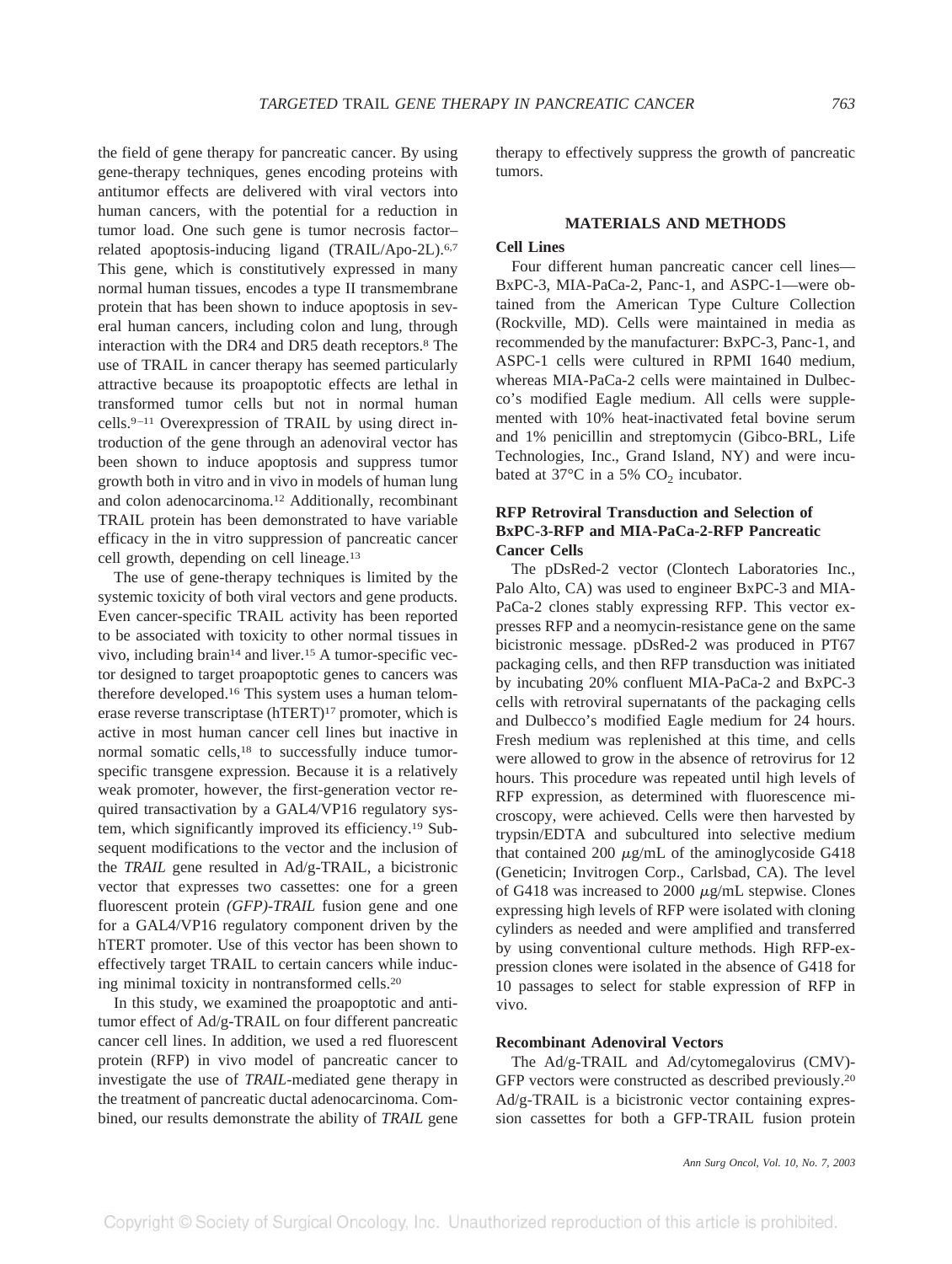the field of gene therapy for pancreatic cancer. By using gene-therapy techniques, genes encoding proteins with antitumor effects are delivered with viral vectors into human cancers, with the potential for a reduction in tumor load. One such gene is tumor necrosis factor–related apoptosis-inducing ligand (TRAIL/Apo-2L).[6,7] This gene, which is constitutively expressed in many normal human tissues, encodes a type II transmembrane protein that has been shown to induce apoptosis in several human cancers, including colon and lung, through interaction with the DR4 and DR5 death receptors.[8] The use of TRAIL in cancer therapy has seemed particularly attractive because its proapoptotic effects are lethal in transformed tumor cells but not in normal human cells.[9–11] Overexpression of TRAIL by using direct introduction of the gene through an adenoviral vector has been shown to induce apoptosis and suppress tumor growth both in vitro and in vivo in models of human lung and colon adenocarcinoma.[12] Additionally, recombinant TRAIL protein has been demonstrated to have variable efficacy in the in vitro suppression of pancreatic cancer cell growth, depending on cell lineage.[13]

The use of gene-therapy techniques is limited by the systemic toxicity of both viral vectors and gene products. Even cancer-specific TRAIL activity has been reported to be associated with toxicity to other normal tissues in vivo, including brain[14] and liver.[15] A tumor-specific vector designed to target proapoptotic genes to cancers was therefore developed.[16] This system uses a human telomerase reverse transcriptase (hTERT)[17] promoter, which is active in most human cancer cell lines but inactive in normal somatic cells,[18] to successfully induce tumor-specific transgene expression. Because it is a relatively weak promoter, however, the first-generation vector required transactivation by a GAL4/VP16 regulatory system, which significantly improved its efficiency.[19] Subsequent modifications to the vector and the inclusion of the *TRAIL* gene resulted in Ad/g-TRAIL, a bicistronic vector that expresses two cassettes: one for a green fluorescent protein *(GFP)-TRAIL* fusion gene and one for a GAL4/VP16 regulatory component driven by the hTERT promoter. Use of this vector has been shown to effectively target TRAIL to certain cancers while inducing minimal toxicity in nontransformed cells.[20]

In this study, we examined the proapoptotic and antitumor effect of Ad/g-TRAIL on four different pancreatic cancer cell lines. In addition, we used a red fluorescent protein (RFP) in vivo model of pancreatic cancer to investigate the use of *TRAIL*-mediated gene therapy in the treatment of pancreatic ductal adenocarcinoma. Combined, our results demonstrate the ability of *TRAIL* gene therapy to effectively suppress the growth of pancreatic tumors.

## MATERIALS AND METHODS

### Cell Lines

Four different human pancreatic cancer cell lines—BxPC-3, MIA-PaCa-2, Panc-1, and ASPC-1—were obtained from the American Type Culture Collection (Rockville, MD). Cells were maintained in media as recommended by the manufacturer: BxPC-3, Panc-1, and ASPC-1 cells were cultured in RPMI 1640 medium, whereas MIA-PaCa-2 cells were maintained in Dulbecco's modified Eagle medium. All cells were supplemented with 10% heat-inactivated fetal bovine serum and 1% penicillin and streptomycin (Gibco-BRL, Life Technologies, Inc., Grand Island, NY) and were incubated at 37°C in a 5% $CO_2$ incubator.

### RFP Retroviral Transduction and Selection of BxPC-3-RFP and MIA-PaCa-2-RFP Pancreatic Cancer Cells

The pDsRed-2 vector (Clontech Laboratories Inc., Palo Alto, CA) was used to engineer BxPC-3 and MIA-PaCa-2 clones stably expressing RFP. This vector expresses RFP and a neomycin-resistance gene on the same bicistronic message. pDsRed-2 was produced in PT67 packaging cells, and then RFP transduction was initiated by incubating 20% confluent MIA-PaCa-2 and BxPC-3 cells with retroviral supernatants of the packaging cells and Dulbecco's modified Eagle medium for 24 hours. Fresh medium was replenished at this time, and cells were allowed to grow in the absence of retrovirus for 12 hours. This procedure was repeated until high levels of RFP expression, as determined with fluorescence microscopy, were achieved. Cells were then harvested by trypsin/EDTA and subcultured into selective medium that contained 200 $\mu$g/mL of the aminoglycoside G418 (Geneticin; Invitrogen Corp., Carlsbad, CA). The level of G418 was increased to 2000 $\mu$g/mL stepwise. Clones expressing high levels of RFP were isolated with cloning cylinders as needed and were amplified and transferred by using conventional culture methods. High RFP-expression clones were isolated in the absence of G418 for 10 passages to select for stable expression of RFP in vivo.

### Recombinant Adenoviral Vectors

The Ad/g-TRAIL and Ad/cytomegalovirus (CMV)-GFP vectors were constructed as described previously.[20] Ad/g-TRAIL is a bicistronic vector containing expression cassettes for both a GFP-TRAIL fusion protein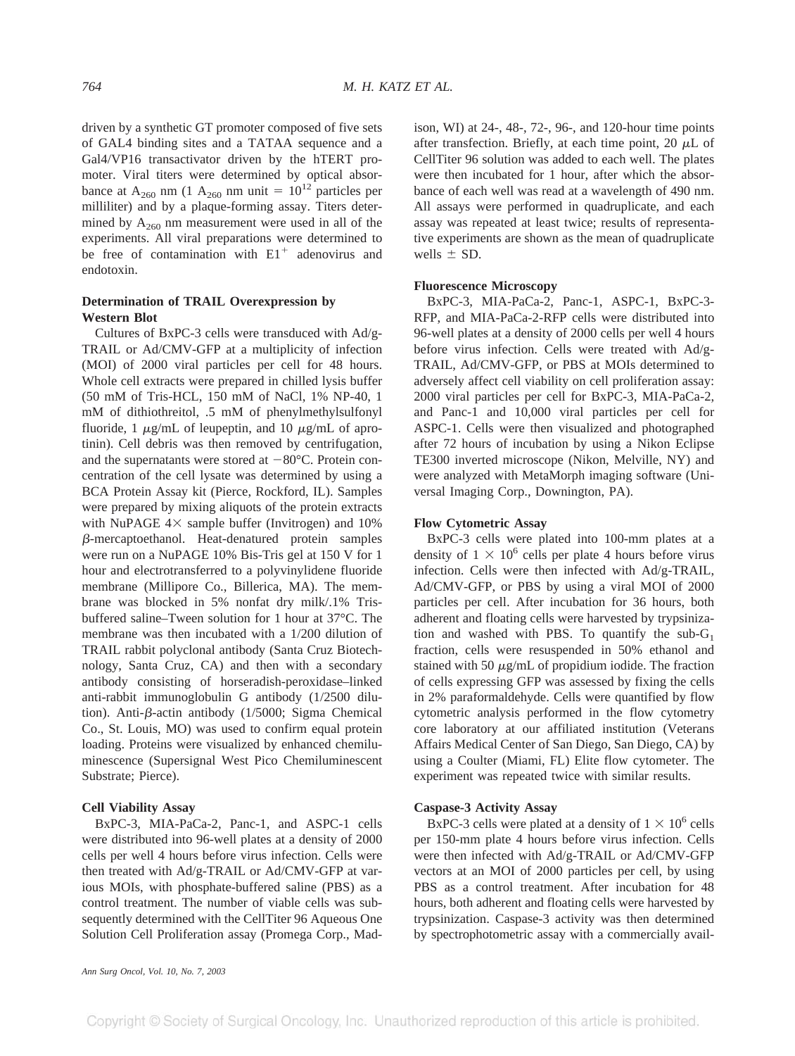driven by a synthetic GT promoter composed of five sets of GAL4 binding sites and a TATAA sequence and a Gal4/VP16 transactivator driven by the hTERT promoter. Viral titers were determined by optical absorbance at $A_{260}$ nm (1 $A_{260}$ nm unit = $10^{12}$ particles per milliliter) and by a plaque-forming assay. Titers determined by $A_{260}$ nm measurement were used in all of the experiments. All viral preparations were determined to be free of contamination with $E1^{+}$ adenovirus and endotoxin.

**Determination of TRAIL Overexpression by Western Blot**

Cultures of BxPC-3 cells were transduced with Ad/g-TRAIL or Ad/CMV-GFP at a multiplicity of infection (MOI) of 2000 viral particles per cell for 48 hours. Whole cell extracts were prepared in chilled lysis buffer (50 mM of Tris-HCL, 150 mM of NaCl, 1% NP-40, 1 mM of dithiothreitol, .5 mM of phenylmethylsulfonyl fluoride, 1 μg/mL of leupeptin, and 10 μg/mL of aprotinin). Cell debris was then removed by centrifugation, and the supernatants were stored at −80°C. Protein concentration of the cell lysate was determined by using a BCA Protein Assay kit (Pierce, Rockford, IL). Samples were prepared by mixing aliquots of the protein extracts with NuPAGE 4× sample buffer (Invitrogen) and 10% β-mercaptoethanol. Heat-denatured protein samples were run on a NuPAGE 10% Bis-Tris gel at 150 V for 1 hour and electrotransferred to a polyvinylidene fluoride membrane (Millipore Co., Billerica, MA). The membrane was blocked in 5% nonfat dry milk/.1% Tris-buffered saline–Tween solution for 1 hour at 37°C. The membrane was then incubated with a 1/200 dilution of TRAIL rabbit polyclonal antibody (Santa Cruz Biotechnology, Santa Cruz, CA) and then with a secondary antibody consisting of horseradish-peroxidase–linked anti-rabbit immunoglobulin G antibody (1/2500 dilution). Anti-β-actin antibody (1/5000; Sigma Chemical Co., St. Louis, MO) was used to confirm equal protein loading. Proteins were visualized by enhanced chemiluminescence (Supersignal West Pico Chemiluminescent Substrate; Pierce).

**Cell Viability Assay**

BxPC-3, MIA-PaCa-2, Panc-1, and ASPC-1 cells were distributed into 96-well plates at a density of 2000 cells per well 4 hours before virus infection. Cells were then treated with Ad/g-TRAIL or Ad/CMV-GFP at various MOIs, with phosphate-buffered saline (PBS) as a control treatment. The number of viable cells was subsequently determined with the CellTiter 96 Aqueous One Solution Cell Proliferation assay (Promega Corp., Madison, WI) at 24-, 48-, 72-, 96-, and 120-hour time points after transfection. Briefly, at each time point, 20 μL of CellTiter 96 solution was added to each well. The plates were then incubated for 1 hour, after which the absorbance of each well was read at a wavelength of 490 nm. All assays were performed in quadruplicate, and each assay was repeated at least twice; results of representative experiments are shown as the mean of quadruplicate wells ± SD.

**Fluorescence Microscopy**

BxPC-3, MIA-PaCa-2, Panc-1, ASPC-1, BxPC-3-RFP, and MIA-PaCa-2-RFP cells were distributed into 96-well plates at a density of 2000 cells per well 4 hours before virus infection. Cells were treated with Ad/g-TRAIL, Ad/CMV-GFP, or PBS at MOIs determined to adversely affect cell viability on cell proliferation assay: 2000 viral particles per cell for BxPC-3, MIA-PaCa-2, and Panc-1 and 10,000 viral particles per cell for ASPC-1. Cells were then visualized and photographed after 72 hours of incubation by using a Nikon Eclipse TE300 inverted microscope (Nikon, Melville, NY) and were analyzed with MetaMorph imaging software (Universal Imaging Corp., Downington, PA).

**Flow Cytometric Assay**

BxPC-3 cells were plated into 100-mm plates at a density of $1 \times 10^6$ cells per plate 4 hours before virus infection. Cells were then infected with Ad/g-TRAIL, Ad/CMV-GFP, or PBS by using a viral MOI of 2000 particles per cell. After incubation for 36 hours, both adherent and floating cells were harvested by trypsinization and washed with PBS. To quantify the sub-$G_1$ fraction, cells were resuspended in 50% ethanol and stained with 50 μg/mL of propidium iodide. The fraction of cells expressing GFP was assessed by fixing the cells in 2% paraformaldehyde. Cells were quantified by flow cytometric analysis performed in the flow cytometry core laboratory at our affiliated institution (Veterans Affairs Medical Center of San Diego, San Diego, CA) by using a Coulter (Miami, FL) Elite flow cytometer. The experiment was repeated twice with similar results.

**Caspase-3 Activity Assay**

BxPC-3 cells were plated at a density of $1 \times 10^6$ cells per 150-mm plate 4 hours before virus infection. Cells were then infected with Ad/g-TRAIL or Ad/CMV-GFP vectors at an MOI of 2000 particles per cell, by using PBS as a control treatment. After incubation for 48 hours, both adherent and floating cells were harvested by trypsinization. Caspase-3 activity was then determined by spectrophotometric assay with a commercially avail-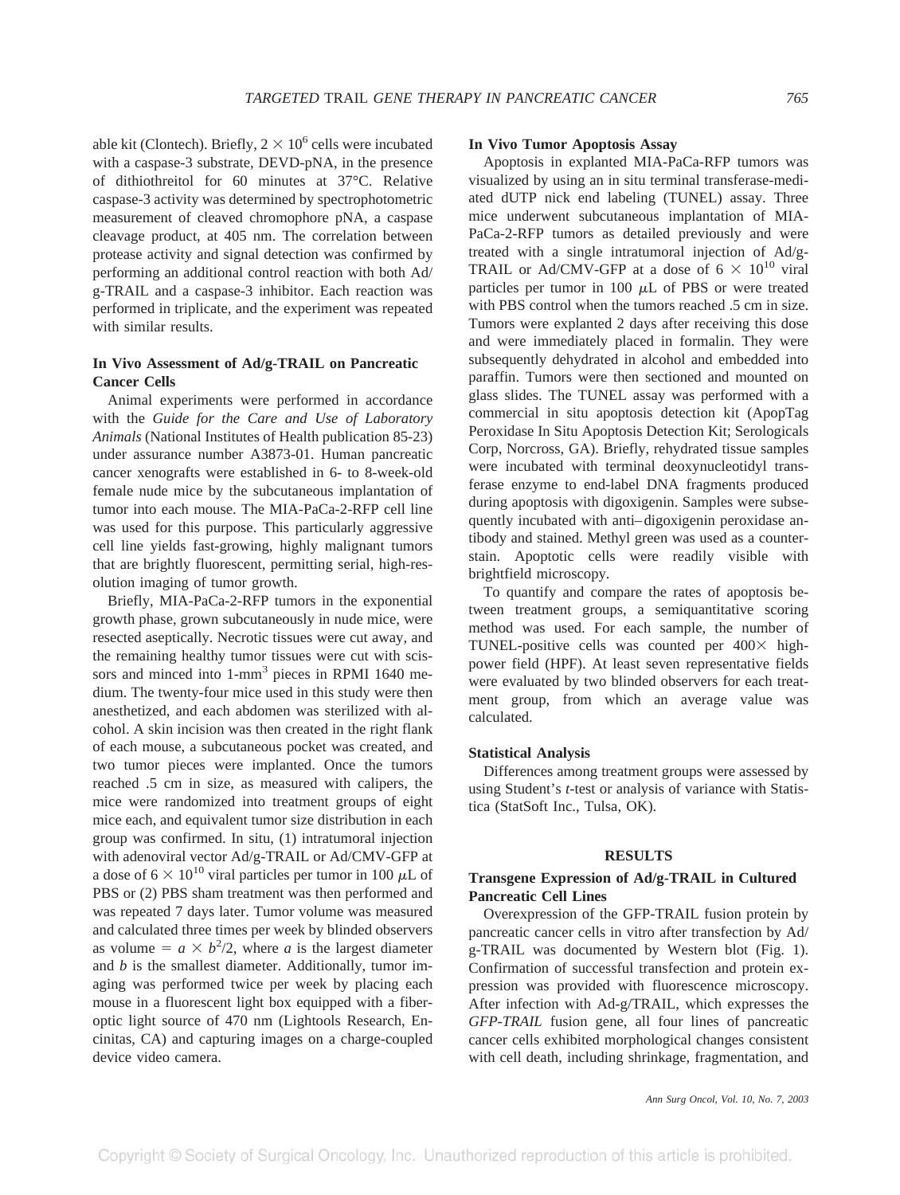able kit (Clontech). Briefly, $2 \times 10^6$ cells were incubated with a caspase-3 substrate, DEVD-pNA, in the presence of dithiothreitol for 60 minutes at 37°C. Relative caspase-3 activity was determined by spectrophotometric measurement of cleaved chromophore pNA, a caspase cleavage product, at 405 nm. The correlation between protease activity and signal detection was confirmed by performing an additional control reaction with both Ad/g-TRAIL and a caspase-3 inhibitor. Each reaction was performed in triplicate, and the experiment was repeated with similar results.

### In Vivo Assessment of Ad/g-TRAIL on Pancreatic Cancer Cells

Animal experiments were performed in accordance with the *Guide for the Care and Use of Laboratory Animals* (National Institutes of Health publication 85-23) under assurance number A3873-01. Human pancreatic cancer xenografts were established in 6- to 8-week-old female nude mice by the subcutaneous implantation of tumor into each mouse. The MIA-PaCa-2-RFP cell line was used for this purpose. This particularly aggressive cell line yields fast-growing, highly malignant tumors that are brightly fluorescent, permitting serial, high-resolution imaging of tumor growth.

Briefly, MIA-PaCa-2-RFP tumors in the exponential growth phase, grown subcutaneously in nude mice, were resected aseptically. Necrotic tissues were cut away, and the remaining healthy tumor tissues were cut with scissors and minced into 1-mm$^3$ pieces in RPMI 1640 medium. The twenty-four mice used in this study were then anesthetized, and each abdomen was sterilized with alcohol. A skin incision was then created in the right flank of each mouse, a subcutaneous pocket was created, and two tumor pieces were implanted. Once the tumors reached .5 cm in size, as measured with calipers, the mice were randomized into treatment groups of eight mice each, and equivalent tumor size distribution in each group was confirmed. In situ, (1) intratumoral injection with adenoviral vector Ad/g-TRAIL or Ad/CMV-GFP at a dose of $6 \times 10^{10}$ viral particles per tumor in 100 $\mu$L of PBS or (2) PBS sham treatment was then performed and was repeated 7 days later. Tumor volume was measured and calculated three times per week by blinded observers as volume $= a \times b^2/2$, where $a$ is the largest diameter and $b$ is the smallest diameter. Additionally, tumor imaging was performed twice per week by placing each mouse in a fluorescent light box equipped with a fiber-optic light source of 470 nm (Lightools Research, Encinitas, CA) and capturing images on a charge-coupled device video camera.

### In Vivo Tumor Apoptosis Assay

Apoptosis in explanted MIA-PaCa-RFP tumors was visualized by using an in situ terminal transferase-mediated dUTP nick end labeling (TUNEL) assay. Three mice underwent subcutaneous implantation of MIA-PaCa-2-RFP tumors as detailed previously and were treated with a single intratumoral injection of Ad/g-TRAIL or Ad/CMV-GFP at a dose of $6 \times 10^{10}$ viral particles per tumor in 100 $\mu$L of PBS or were treated with PBS control when the tumors reached .5 cm in size. Tumors were explanted 2 days after receiving this dose and were immediately placed in formalin. They were subsequently dehydrated in alcohol and embedded into paraffin. Tumors were then sectioned and mounted on glass slides. The TUNEL assay was performed with a commercial in situ apoptosis detection kit (ApopTag Peroxidase In Situ Apoptosis Detection Kit; Serologicals Corp, Norcross, GA). Briefly, rehydrated tissue samples were incubated with terminal deoxynucleotidyl transferase enzyme to end-label DNA fragments produced during apoptosis with digoxigenin. Samples were subsequently incubated with anti–digoxigenin peroxidase antibody and stained. Methyl green was used as a counterstain. Apoptotic cells were readily visible with brightfield microscopy.

To quantify and compare the rates of apoptosis between treatment groups, a semiquantitative scoring method was used. For each sample, the number of TUNEL-positive cells was counted per 400× high-power field (HPF). At least seven representative fields were evaluated by two blinded observers for each treatment group, from which an average value was calculated.

### Statistical Analysis

Differences among treatment groups were assessed by using Student's *t*-test or analysis of variance with Statistica (StatSoft Inc., Tulsa, OK).

## RESULTS

### Transgene Expression of Ad/g-TRAIL in Cultured Pancreatic Cell Lines

Overexpression of the GFP-TRAIL fusion protein by pancreatic cancer cells in vitro after transfection by Ad/g-TRAIL was documented by Western blot (Fig. 1). Confirmation of successful transfection and protein expression was provided with fluorescence microscopy. After infection with Ad-g/TRAIL, which expresses the *GFP-TRAIL* fusion gene, all four lines of pancreatic cancer cells exhibited morphological changes consistent with cell death, including shrinkage, fragmentation, and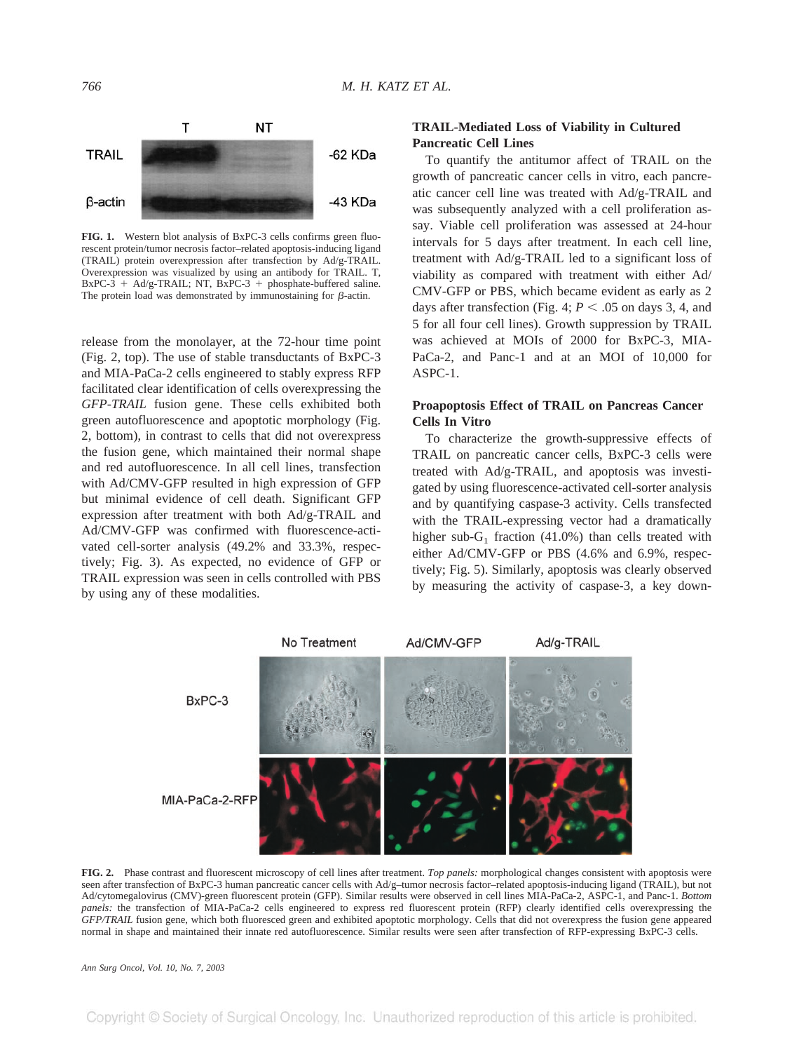FIG. 1. Western blot analysis of BxPC-3 cells confirms green fluorescent protein/tumor necrosis factor–related apoptosis-inducing ligand (TRAIL) protein overexpression after transfection by Ad/g-TRAIL. Overexpression was visualized by using an antibody for TRAIL. T, BxPC-3 + Ad/g-TRAIL; NT, BxPC-3 + phosphate-buffered saline. The protein load was demonstrated by immunostaining for β-actin.

release from the monolayer, at the 72-hour time point (Fig. 2, top). The use of stable transductants of BxPC-3 and MIA-PaCa-2 cells engineered to stably express RFP facilitated clear identification of cells overexpressing the *GFP-TRAIL* fusion gene. These cells exhibited both green autofluorescence and apoptotic morphology (Fig. 2, bottom), in contrast to cells that did not overexpress the fusion gene, which maintained their normal shape and red autofluorescence. In all cell lines, transfection with Ad/CMV-GFP resulted in high expression of GFP but minimal evidence of cell death. Significant GFP expression after treatment with both Ad/g-TRAIL and Ad/CMV-GFP was confirmed with fluorescence-activated cell-sorter analysis (49.2% and 33.3%, respectively; Fig. 3). As expected, no evidence of GFP or TRAIL expression was seen in cells controlled with PBS by using any of these modalities.

### TRAIL-Mediated Loss of Viability in Cultured Pancreatic Cell Lines

To quantify the antitumor affect of TRAIL on the growth of pancreatic cancer cells in vitro, each pancreatic cancer cell line was treated with Ad/g-TRAIL and was subsequently analyzed with a cell proliferation assay. Viable cell proliferation was assessed at 24-hour intervals for 5 days after treatment. In each cell line, treatment with Ad/g-TRAIL led to a significant loss of viability as compared with treatment with either Ad/CMV-GFP or PBS, which became evident as early as 2 days after transfection (Fig. 4; $P < .05$ on days 3, 4, and 5 for all four cell lines). Growth suppression by TRAIL was achieved at MOIs of 2000 for BxPC-3, MIA-PaCa-2, and Panc-1 and at an MOI of 10,000 for ASPC-1.

### Proapoptosis Effect of TRAIL on Pancreas Cancer Cells In Vitro

To characterize the growth-suppressive effects of TRAIL on pancreatic cancer cells, BxPC-3 cells were treated with Ad/g-TRAIL, and apoptosis was investigated by using fluorescence-activated cell-sorter analysis and by quantifying caspase-3 activity. Cells transfected with the TRAIL-expressing vector had a dramatically higher sub-$G_1$ fraction (41.0%) than cells treated with either Ad/CMV-GFP or PBS (4.6% and 6.9%, respectively; Fig. 5). Similarly, apoptosis was clearly observed by measuring the activity of caspase-3, a key down-

FIG. 2. Phase contrast and fluorescent microscopy of cell lines after treatment. *Top panels:* morphological changes consistent with apoptosis were seen after transfection of BxPC-3 human pancreatic cancer cells with Ad/g–tumor necrosis factor–related apoptosis-inducing ligand (TRAIL), but not Ad/cytomegalovirus (CMV)-green fluorescent protein (GFP). Similar results were observed in cell lines MIA-PaCa-2, ASPC-1, and Panc-1. *Bottom panels:* the transfection of MIA-PaCa-2 cells engineered to express red fluorescent protein (RFP) clearly identified cells overexpressing the *GFP/TRAIL* fusion gene, which both fluoresced green and exhibited apoptotic morphology. Cells that did not overexpress the fusion gene appeared normal in shape and maintained their innate red autofluorescence. Similar results were seen after transfection of RFP-expressing BxPC-3 cells.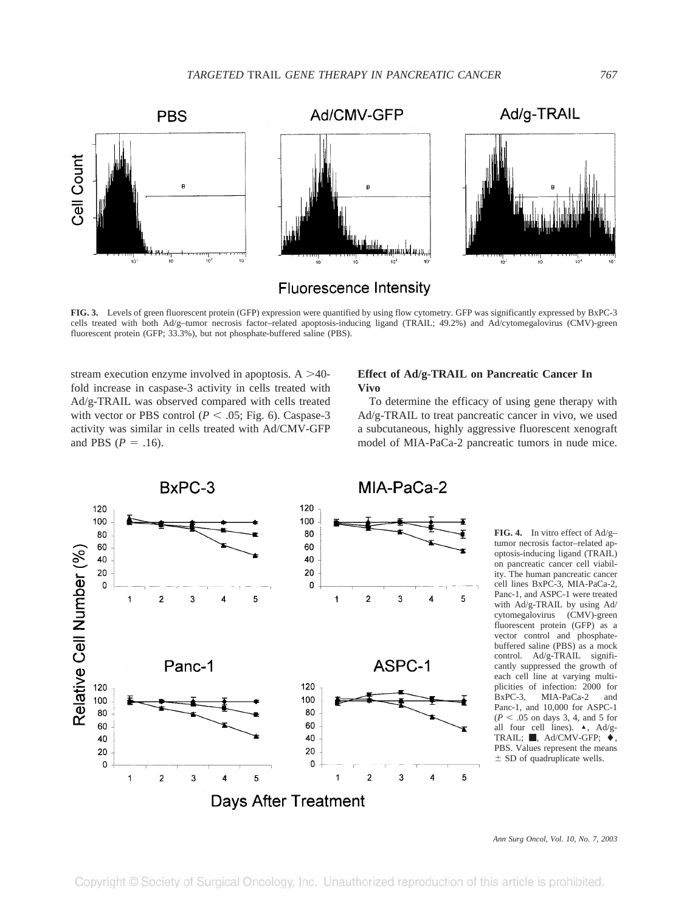**FIG. 3.** Levels of green fluorescent protein (GFP) expression were quantified by using flow cytometry. GFP was significantly expressed by BxPC-3 cells treated with both Ad/g–tumor necrosis factor–related apoptosis-inducing ligand (TRAIL; 49.2%) and Ad/cytomegalovirus (CMV)-green fluorescent protein (GFP; 33.3%), but not phosphate-buffered saline (PBS).

stream execution enzyme involved in apoptosis. A >40-fold increase in caspase-3 activity in cells treated with Ad/g-TRAIL was observed compared with cells treated with vector or PBS control ($P < .05$; Fig. 6). Caspase-3 activity was similar in cells treated with Ad/CMV-GFP and PBS ($P = .16$).

### Effect of Ad/g-TRAIL on Pancreatic Cancer In Vivo

To determine the efficacy of using gene therapy with Ad/g-TRAIL to treat pancreatic cancer in vivo, we used a subcutaneous, highly aggressive fluorescent xenograft model of MIA-PaCa-2 pancreatic tumors in nude mice.

**FIG. 4.** In vitro effect of Ad/g–tumor necrosis factor–related apoptosis-inducing ligand (TRAIL) on pancreatic cancer cell viability. The human pancreatic cancer cell lines BxPC-3, MIA-PaCa-2, Panc-1, and ASPC-1 were treated with Ad/g-TRAIL by using Ad/cytomegalovirus (CMV)-green fluorescent protein (GFP) as a vector control and phosphate-buffered saline (PBS) as a mock control. Ad/g-TRAIL significantly suppressed the growth of each cell line at varying multiplicities of infection: 2000 for BxPC-3, MIA-PaCa-2 and Panc-1, and 10,000 for ASPC-1 ($P < .05$ on days 3, 4, and 5 for all four cell lines). ▲, Ad/g-TRAIL; ■, Ad/CMV-GFP; ♦, PBS. Values represent the means ± SD of quadruplicate wells.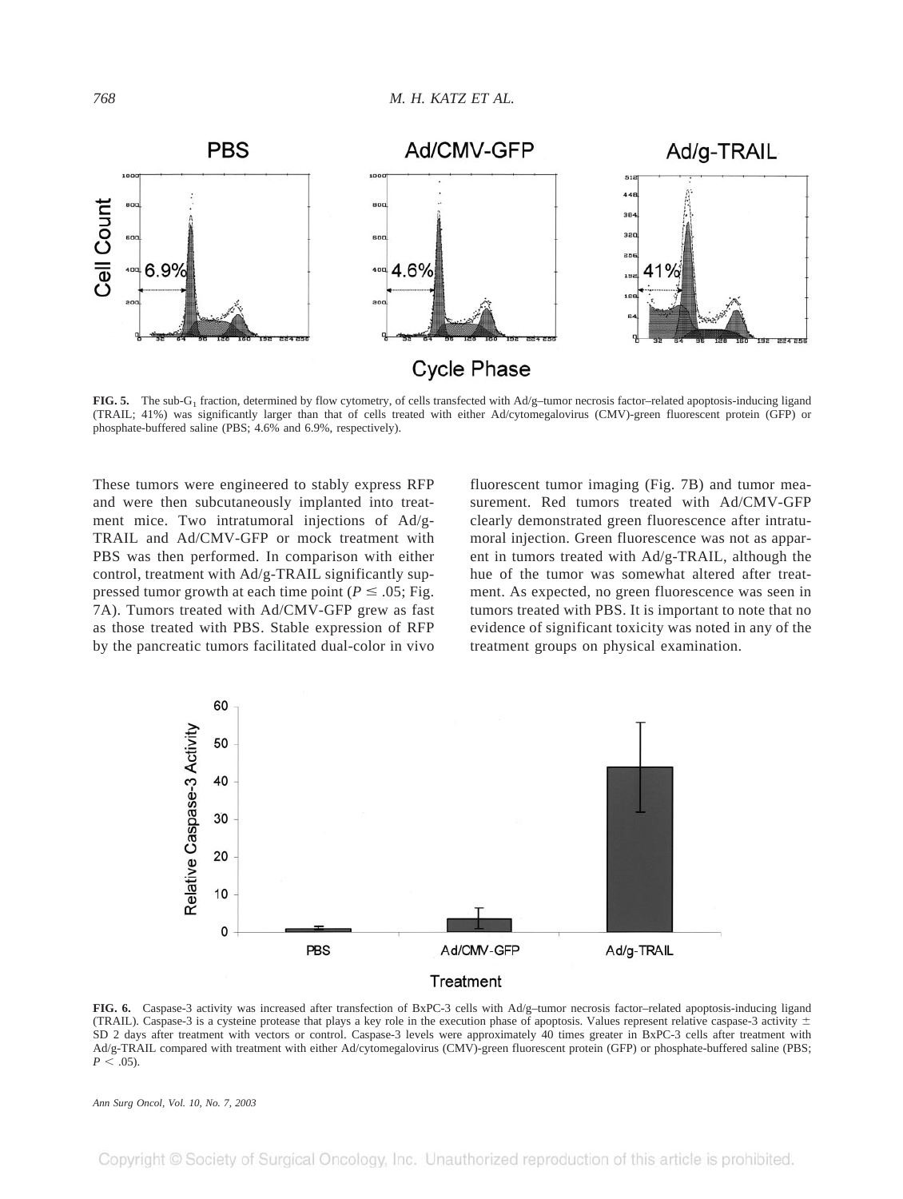**FIG. 5.** The sub-$G_1$ fraction, determined by flow cytometry, of cells transfected with Ad/g–tumor necrosis factor–related apoptosis-inducing ligand (TRAIL; 41%) was significantly larger than that of cells treated with either Ad/cytomegalovirus (CMV)-green fluorescent protein (GFP) or phosphate-buffered saline (PBS; 4.6% and 6.9%, respectively).

These tumors were engineered to stably express RFP and were then subcutaneously implanted into treatment mice. Two intratumoral injections of Ad/g-TRAIL and Ad/CMV-GFP or mock treatment with PBS was then performed. In comparison with either control, treatment with Ad/g-TRAIL significantly suppressed tumor growth at each time point ($P \leq .05$; Fig. 7A). Tumors treated with Ad/CMV-GFP grew as fast as those treated with PBS. Stable expression of RFP by the pancreatic tumors facilitated dual-color in vivo fluorescent tumor imaging (Fig. 7B) and tumor measurement. Red tumors treated with Ad/CMV-GFP clearly demonstrated green fluorescence after intratumoral injection. Green fluorescence was not as apparent in tumors treated with Ad/g-TRAIL, although the hue of the tumor was somewhat altered after treatment. As expected, no green fluorescence was seen in tumors treated with PBS. It is important to note that no evidence of significant toxicity was noted in any of the treatment groups on physical examination.

**FIG. 6.** Caspase-3 activity was increased after transfection of BxPC-3 cells with Ad/g–tumor necrosis factor–related apoptosis-inducing ligand (TRAIL). Caspase-3 is a cysteine protease that plays a key role in the execution phase of apoptosis. Values represent relative caspase-3 activity ± SD 2 days after treatment with vectors or control. Caspase-3 levels were approximately 40 times greater in BxPC-3 cells after treatment with Ad/g-TRAIL compared with treatment with either Ad/cytomegalovirus (CMV)-green fluorescent protein (GFP) or phosphate-buffered saline (PBS; $P < .05$).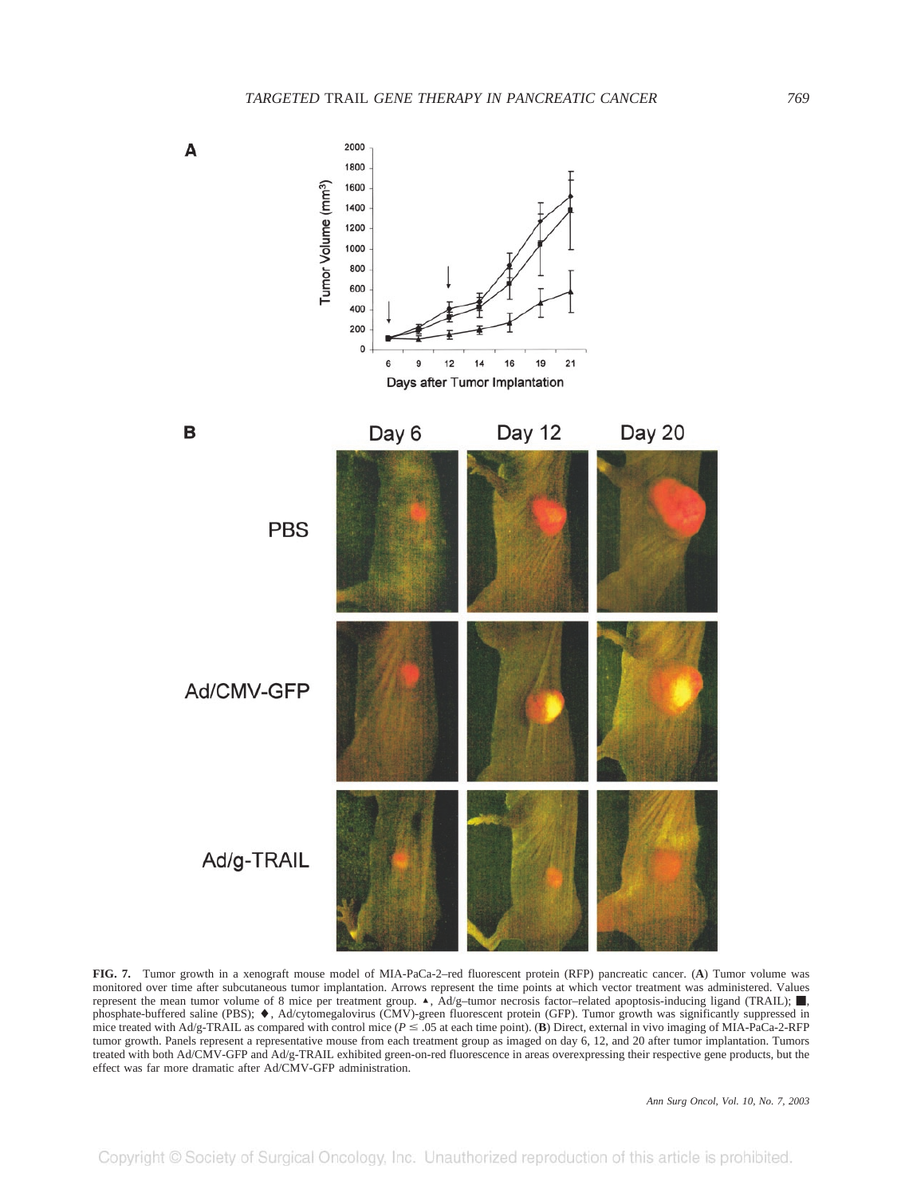**FIG. 7.** Tumor growth in a xenograft mouse model of MIA-PaCa-2–red fluorescent protein (RFP) pancreatic cancer. (**A**) Tumor volume was monitored over time after subcutaneous tumor implantation. Arrows represent the time points at which vector treatment was administered. Values represent the mean tumor volume of 8 mice per treatment group. ▲, Ad/g–tumor necrosis factor–related apoptosis-inducing ligand (TRAIL); ■, phosphate-buffered saline (PBS); ◆, Ad/cytomegalovirus (CMV)-green fluorescent protein (GFP). Tumor growth was significantly suppressed in mice treated with Ad/g-TRAIL as compared with control mice ($P \leq .05$ at each time point). (**B**) Direct, external in vivo imaging of MIA-PaCa-2-RFP tumor growth. Panels represent a representative mouse from each treatment group as imaged on day 6, 12, and 20 after tumor implantation. Tumors treated with both Ad/CMV-GFP and Ad/g-TRAIL exhibited green-on-red fluorescence in areas overexpressing their respective gene products, but the effect was far more dramatic after Ad/CMV-GFP administration.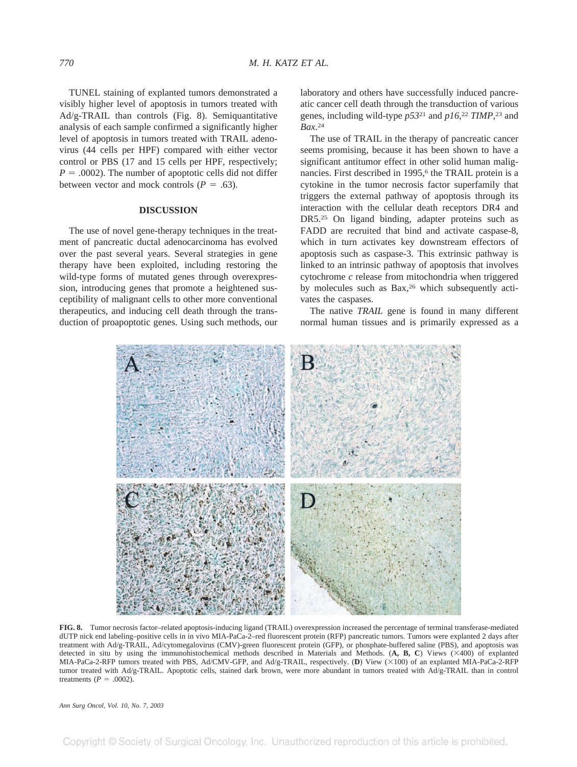TUNEL staining of explanted tumors demonstrated a visibly higher level of apoptosis in tumors treated with Ad/g-TRAIL than controls (Fig. 8). Semiquantitative analysis of each sample confirmed a significantly higher level of apoptosis in tumors treated with TRAIL adenovirus (44 cells per HPF) compared with either vector control or PBS (17 and 15 cells per HPF, respectively; $P = .0002$). The number of apoptotic cells did not differ between vector and mock controls ($P = .63$).

## DISCUSSION

The use of novel gene-therapy techniques in the treatment of pancreatic ductal adenocarcinoma has evolved over the past several years. Several strategies in gene therapy have been exploited, including restoring the wild-type forms of mutated genes through overexpression, introducing genes that promote a heightened susceptibility of malignant cells to other more conventional therapeutics, and inducing cell death through the transduction of proapoptotic genes. Using such methods, our laboratory and others have successfully induced pancreatic cancer cell death through the transduction of various genes, including wild-type *p53*[21] and *p16*,[22] *TIMP*,[23] and *Bax*.[24]

The use of TRAIL in the therapy of pancreatic cancer seems promising, because it has been shown to have a significant antitumor effect in other solid human malignancies. First described in 1995,[6] the TRAIL protein is a cytokine in the tumor necrosis factor superfamily that triggers the external pathway of apoptosis through its interaction with the cellular death receptors DR4 and DR5.[25] On ligand binding, adapter proteins such as FADD are recruited that bind and activate caspase-8, which in turn activates key downstream effectors of apoptosis such as caspase-3. This extrinsic pathway is linked to an intrinsic pathway of apoptosis that involves cytochrome *c* release from mitochondria when triggered by molecules such as Bax,[26] which subsequently activates the caspases.

The native *TRAIL* gene is found in many different normal human tissues and is primarily expressed as a

**FIG. 8.** Tumor necrosis factor–related apoptosis-inducing ligand (TRAIL) overexpression increased the percentage of terminal transferase-mediated dUTP nick end labeling–positive cells in in vivo MIA-PaCa-2–red fluorescent protein (RFP) pancreatic tumors. Tumors were explanted 2 days after treatment with Ad/g-TRAIL, Ad/cytomegalovirus (CMV)-green fluorescent protein (GFP), or phosphate-buffered saline (PBS), and apoptosis was detected in situ by using the immunohistochemical methods described in Materials and Methods. (**A, B, C**) Views (×400) of explanted MIA-PaCa-2-RFP tumors treated with PBS, Ad/CMV-GFP, and Ad/g-TRAIL, respectively. (**D**) View (×100) of an explanted MIA-PaCa-2-RFP tumor treated with Ad/g-TRAIL. Apoptotic cells, stained dark brown, were more abundant in tumors treated with Ad/g-TRAIL than in control treatments ($P = .0002$).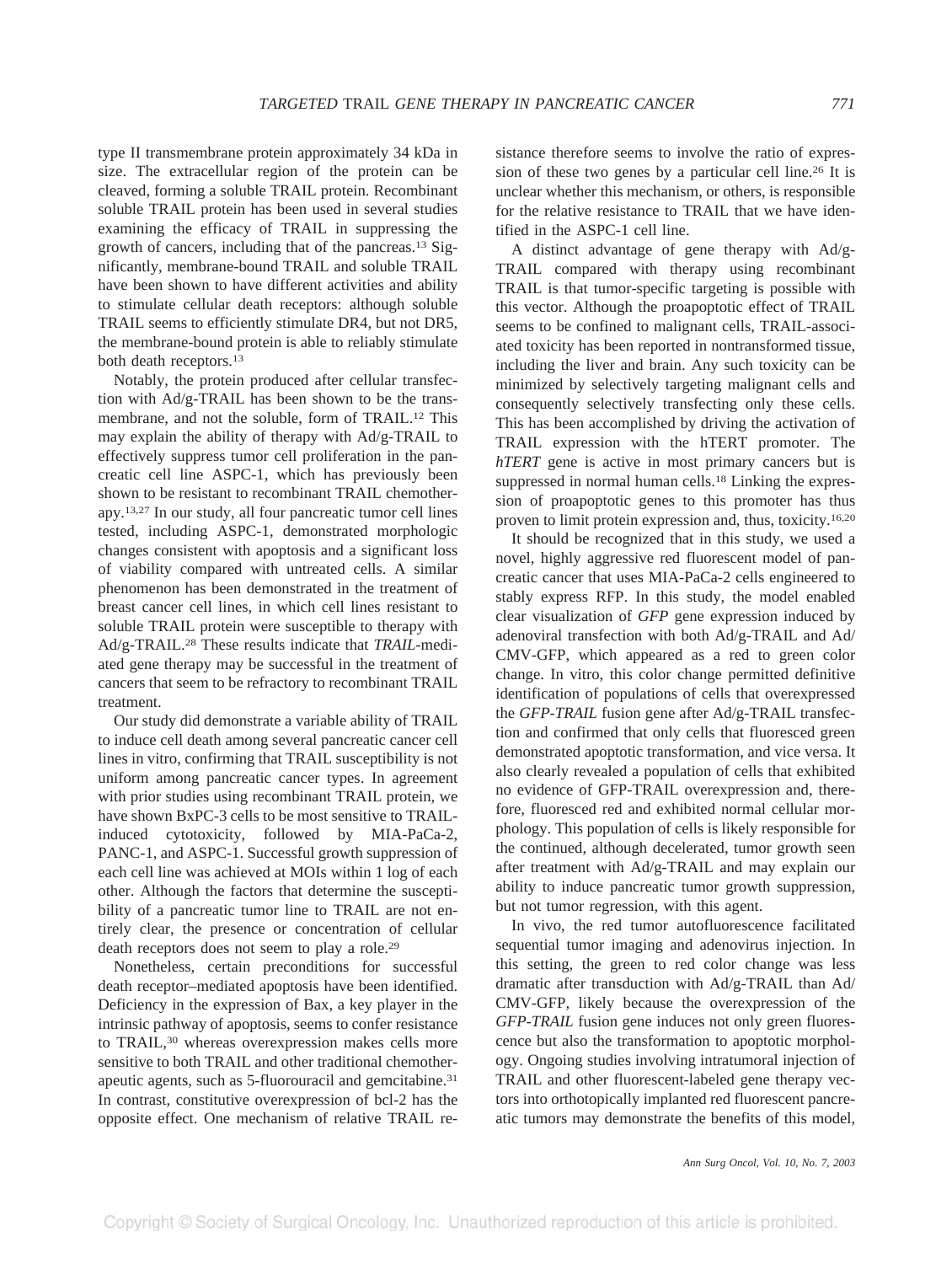type II transmembrane protein approximately 34 kDa in size. The extracellular region of the protein can be cleaved, forming a soluble TRAIL protein. Recombinant soluble TRAIL protein has been used in several studies examining the efficacy of TRAIL in suppressing the growth of cancers, including that of the pancreas.[13] Significantly, membrane-bound TRAIL and soluble TRAIL have been shown to have different activities and ability to stimulate cellular death receptors: although soluble TRAIL seems to efficiently stimulate DR4, but not DR5, the membrane-bound protein is able to reliably stimulate both death receptors.[13]

Notably, the protein produced after cellular transfection with Ad/g-TRAIL has been shown to be the transmembrane, and not the soluble, form of TRAIL.[12] This may explain the ability of therapy with Ad/g-TRAIL to effectively suppress tumor cell proliferation in the pancreatic cell line ASPC-1, which has previously been shown to be resistant to recombinant TRAIL chemotherapy.[13,27] In our study, all four pancreatic tumor cell lines tested, including ASPC-1, demonstrated morphologic changes consistent with apoptosis and a significant loss of viability compared with untreated cells. A similar phenomenon has been demonstrated in the treatment of breast cancer cell lines, in which cell lines resistant to soluble TRAIL protein were susceptible to therapy with Ad/g-TRAIL.[28] These results indicate that *TRAIL*-mediated gene therapy may be successful in the treatment of cancers that seem to be refractory to recombinant TRAIL treatment.

Our study did demonstrate a variable ability of TRAIL to induce cell death among several pancreatic cancer cell lines in vitro, confirming that TRAIL susceptibility is not uniform among pancreatic cancer types. In agreement with prior studies using recombinant TRAIL protein, we have shown BxPC-3 cells to be most sensitive to TRAIL-induced cytotoxicity, followed by MIA-PaCa-2, PANC-1, and ASPC-1. Successful growth suppression of each cell line was achieved at MOIs within 1 log of each other. Although the factors that determine the susceptibility of a pancreatic tumor line to TRAIL are not entirely clear, the presence or concentration of cellular death receptors does not seem to play a role.[29]

Nonetheless, certain preconditions for successful death receptor–mediated apoptosis have been identified. Deficiency in the expression of Bax, a key player in the intrinsic pathway of apoptosis, seems to confer resistance to TRAIL,[30] whereas overexpression makes cells more sensitive to both TRAIL and other traditional chemotherapeutic agents, such as 5-fluorouracil and gemcitabine.[31] In contrast, constitutive overexpression of bcl-2 has the opposite effect. One mechanism of relative TRAIL resistance therefore seems to involve the ratio of expression of these two genes by a particular cell line.[26] It is unclear whether this mechanism, or others, is responsible for the relative resistance to TRAIL that we have identified in the ASPC-1 cell line.

A distinct advantage of gene therapy with Ad/g-TRAIL compared with therapy using recombinant TRAIL is that tumor-specific targeting is possible with this vector. Although the proapoptotic effect of TRAIL seems to be confined to malignant cells, TRAIL-associated toxicity has been reported in nontransformed tissue, including the liver and brain. Any such toxicity can be minimized by selectively targeting malignant cells and consequently selectively transfecting only these cells. This has been accomplished by driving the activation of TRAIL expression with the hTERT promoter. The *hTERT* gene is active in most primary cancers but is suppressed in normal human cells.[18] Linking the expression of proapoptotic genes to this promoter has thus proven to limit protein expression and, thus, toxicity.[16,20]

It should be recognized that in this study, we used a novel, highly aggressive red fluorescent model of pancreatic cancer that uses MIA-PaCa-2 cells engineered to stably express RFP. In this study, the model enabled clear visualization of *GFP* gene expression induced by adenoviral transfection with both Ad/g-TRAIL and Ad/CMV-GFP, which appeared as a red to green color change. In vitro, this color change permitted definitive identification of populations of cells that overexpressed the *GFP-TRAIL* fusion gene after Ad/g-TRAIL transfection and confirmed that only cells that fluoresced green demonstrated apoptotic transformation, and vice versa. It also clearly revealed a population of cells that exhibited no evidence of GFP-TRAIL overexpression and, therefore, fluoresced red and exhibited normal cellular morphology. This population of cells is likely responsible for the continued, although decelerated, tumor growth seen after treatment with Ad/g-TRAIL and may explain our ability to induce pancreatic tumor growth suppression, but not tumor regression, with this agent.

In vivo, the red tumor autofluorescence facilitated sequential tumor imaging and adenovirus injection. In this setting, the green to red color change was less dramatic after transduction with Ad/g-TRAIL than Ad/CMV-GFP, likely because the overexpression of the *GFP-TRAIL* fusion gene induces not only green fluorescence but also the transformation to apoptotic morphology. Ongoing studies involving intratumoral injection of TRAIL and other fluorescent-labeled gene therapy vectors into orthotopically implanted red fluorescent pancreatic tumors may demonstrate the benefits of this model,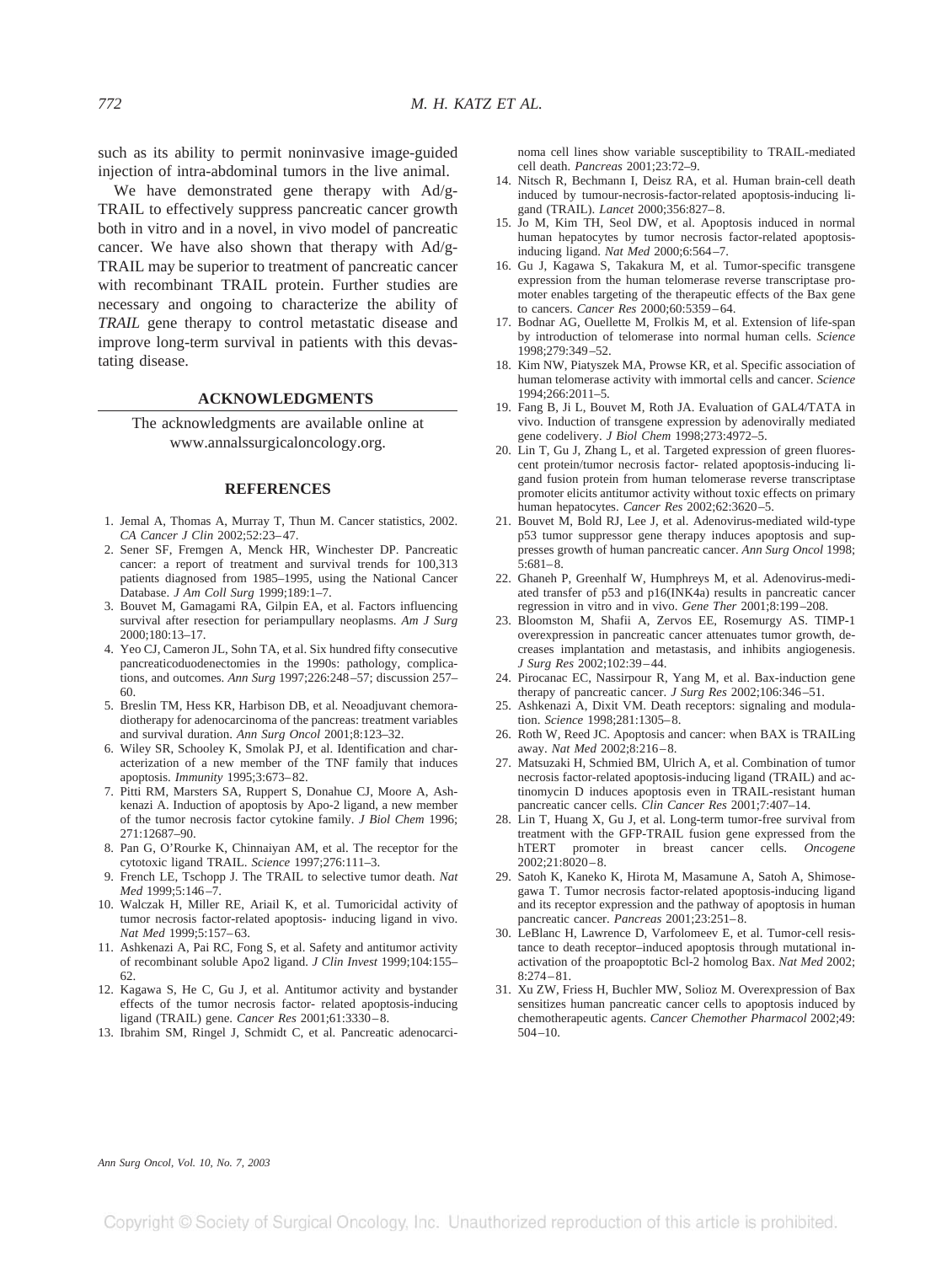such as its ability to permit noninvasive image-guided injection of intra-abdominal tumors in the live animal.

We have demonstrated gene therapy with Ad/g-TRAIL to effectively suppress pancreatic cancer growth both in vitro and in a novel, in vivo model of pancreatic cancer. We have also shown that therapy with Ad/g-TRAIL may be superior to treatment of pancreatic cancer with recombinant TRAIL protein. Further studies are necessary and ongoing to characterize the ability of *TRAIL* gene therapy to control metastatic disease and improve long-term survival in patients with this devastating disease.

## ACKNOWLEDGMENTS

The acknowledgments are available online at www.annalssurgicaloncology.org.

## REFERENCES

1. Jemal A, Thomas A, Murray T, Thun M. Cancer statistics, 2002. *CA Cancer J Clin* 2002;52:23–47.
2. Sener SF, Fremgen A, Menck HR, Winchester DP. Pancreatic cancer: a report of treatment and survival trends for 100,313 patients diagnosed from 1985–1995, using the National Cancer Database. *J Am Coll Surg* 1999;189:1–7.
3. Bouvet M, Gamagami RA, Gilpin EA, et al. Factors influencing survival after resection for periampullary neoplasms. *Am J Surg* 2000;180:13–17.
4. Yeo CJ, Cameron JL, Sohn TA, et al. Six hundred fifty consecutive pancreaticoduodenectomies in the 1990s: pathology, complications, and outcomes. *Ann Surg* 1997;226:248–57; discussion 257–60.
5. Breslin TM, Hess KR, Harbison DB, et al. Neoadjuvant chemoradiotherapy for adenocarcinoma of the pancreas: treatment variables and survival duration. *Ann Surg Oncol* 2001;8:123–32.
6. Wiley SR, Schooley K, Smolak PJ, et al. Identification and characterization of a new member of the TNF family that induces apoptosis. *Immunity* 1995;3:673–82.
7. Pitti RM, Marsters SA, Ruppert S, Donahue CJ, Moore A, Ashkenazi A. Induction of apoptosis by Apo-2 ligand, a new member of the tumor necrosis factor cytokine family. *J Biol Chem* 1996; 271:12687–90.
8. Pan G, O'Rourke K, Chinnaiyan AM, et al. The receptor for the cytotoxic ligand TRAIL. *Science* 1997;276:111–3.
9. French LE, Tschopp J. The TRAIL to selective tumor death. *Nat Med* 1999;5:146–7.
10. Walczak H, Miller RE, Ariail K, et al. Tumoricidal activity of tumor necrosis factor-related apoptosis- inducing ligand in vivo. *Nat Med* 1999;5:157–63.
11. Ashkenazi A, Pai RC, Fong S, et al. Safety and antitumor activity of recombinant soluble Apo2 ligand. *J Clin Invest* 1999;104:155–62.
12. Kagawa S, He C, Gu J, et al. Antitumor activity and bystander effects of the tumor necrosis factor- related apoptosis-inducing ligand (TRAIL) gene. *Cancer Res* 2001;61:3330–8.
13. Ibrahim SM, Ringel J, Schmidt C, et al. Pancreatic adenocarcinoma cell lines show variable susceptibility to TRAIL-mediated cell death. *Pancreas* 2001;23:72–9.
14. Nitsch R, Bechmann I, Deisz RA, et al. Human brain-cell death induced by tumour-necrosis-factor-related apoptosis-inducing ligand (TRAIL). *Lancet* 2000;356:827–8.
15. Jo M, Kim TH, Seol DW, et al. Apoptosis induced in normal human hepatocytes by tumor necrosis factor-related apoptosis-inducing ligand. *Nat Med* 2000;6:564–7.
16. Gu J, Kagawa S, Takakura M, et al. Tumor-specific transgene expression from the human telomerase reverse transcriptase promoter enables targeting of the therapeutic effects of the Bax gene to cancers. *Cancer Res* 2000;60:5359–64.
17. Bodnar AG, Ouellette M, Frolkis M, et al. Extension of life-span by introduction of telomerase into normal human cells. *Science* 1998;279:349–52.
18. Kim NW, Piatyszek MA, Prowse KR, et al. Specific association of human telomerase activity with immortal cells and cancer. *Science* 1994;266:2011–5.
19. Fang B, Ji L, Bouvet M, Roth JA. Evaluation of GAL4/TATA in vivo. Induction of transgene expression by adenovirally mediated gene codelivery. *J Biol Chem* 1998;273:4972–5.
20. Lin T, Gu J, Zhang L, et al. Targeted expression of green fluorescent protein/tumor necrosis factor- related apoptosis-inducing ligand fusion protein from human telomerase reverse transcriptase promoter elicits antitumor activity without toxic effects on primary human hepatocytes. *Cancer Res* 2002;62:3620–5.
21. Bouvet M, Bold RJ, Lee J, et al. Adenovirus-mediated wild-type p53 tumor suppressor gene therapy induces apoptosis and suppresses growth of human pancreatic cancer. *Ann Surg Oncol* 1998; 5:681–8.
22. Ghaneh P, Greenhalf W, Humphreys M, et al. Adenovirus-mediated transfer of p53 and p16(INK4a) results in pancreatic cancer regression in vitro and in vivo. *Gene Ther* 2001;8:199–208.
23. Bloomston M, Shafii A, Zervos EE, Rosemurgy AS. TIMP-1 overexpression in pancreatic cancer attenuates tumor growth, decreases implantation and metastasis, and inhibits angiogenesis. *J Surg Res* 2002;102:39–44.
24. Pirocanac EC, Nassirpour R, Yang M, et al. Bax-induction gene therapy of pancreatic cancer. *J Surg Res* 2002;106:346–51.
25. Ashkenazi A, Dixit VM. Death receptors: signaling and modulation. *Science* 1998;281:1305–8.
26. Roth W, Reed JC. Apoptosis and cancer: when BAX is TRAILing away. *Nat Med* 2002;8:216–8.
27. Matsuzaki H, Schmied BM, Ulrich A, et al. Combination of tumor necrosis factor-related apoptosis-inducing ligand (TRAIL) and actinomycin D induces apoptosis even in TRAIL-resistant human pancreatic cancer cells. *Clin Cancer Res* 2001;7:407–14.
28. Lin T, Huang X, Gu J, et al. Long-term tumor-free survival from treatment with the GFP-TRAIL fusion gene expressed from the hTERT promoter in breast cancer cells. *Oncogene* 2002;21:8020–8.
29. Satoh K, Kaneko K, Hirota M, Masamune A, Satoh A, Shimosegawa T. Tumor necrosis factor-related apoptosis-inducing ligand and its receptor expression and the pathway of apoptosis in human pancreatic cancer. *Pancreas* 2001;23:251–8.
30. LeBlanc H, Lawrence D, Varfolomeev E, et al. Tumor-cell resistance to death receptor–induced apoptosis through mutational inactivation of the proapoptotic Bcl-2 homolog Bax. *Nat Med* 2002; 8:274–81.
31. Xu ZW, Friess H, Buchler MW, Solioz M. Overexpression of Bax sensitizes human pancreatic cancer cells to apoptosis induced by chemotherapeutic agents. *Cancer Chemother Pharmacol* 2002;49: 504–10.